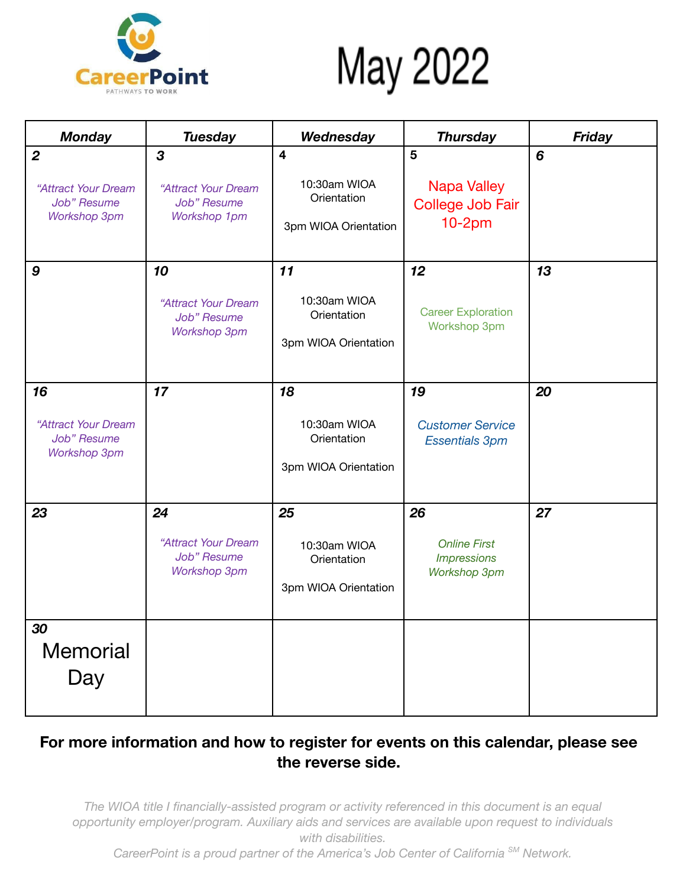CareerPoint
PATHWAYS TO WORK

# May 2022

| Monday | Tuesday | Wednesday | Thursday | Friday |
|---|---|---|---|---|
| **2** *"Attract Your Dream Job" Resume Workshop 3pm* | **3** *"Attract Your Dream Job" Resume Workshop 1pm* | **4** 10:30am WIOA Orientation 3pm WIOA Orientation | **5** Napa Valley College Job Fair 10-2pm | **6** |
| **9** | **10** *"Attract Your Dream Job" Resume Workshop 3pm* | **11** 10:30am WIOA Orientation 3pm WIOA Orientation | **12** Career Exploration Workshop 3pm | **13** |
| **16** *"Attract Your Dream Job" Resume Workshop 3pm* | **17** | **18** 10:30am WIOA Orientation 3pm WIOA Orientation | **19** *Customer Service Essentials 3pm* | **20** |
| **23** | **24** *"Attract Your Dream Job" Resume Workshop 3pm* | **25** 10:30am WIOA Orientation 3pm WIOA Orientation | **26** *Online First Impressions Workshop 3pm* | **27** |
| **30** Memorial Day | | | | |

**For more information and how to register for events on this calendar, please see the reverse side.**

*The WIOA title I financially-assisted program or activity referenced in this document is an equal opportunity employer/program. Auxiliary aids and services are available upon request to individuals with disabilities.*

*CareerPoint is a proud partner of the America's Job Center of California SM Network.*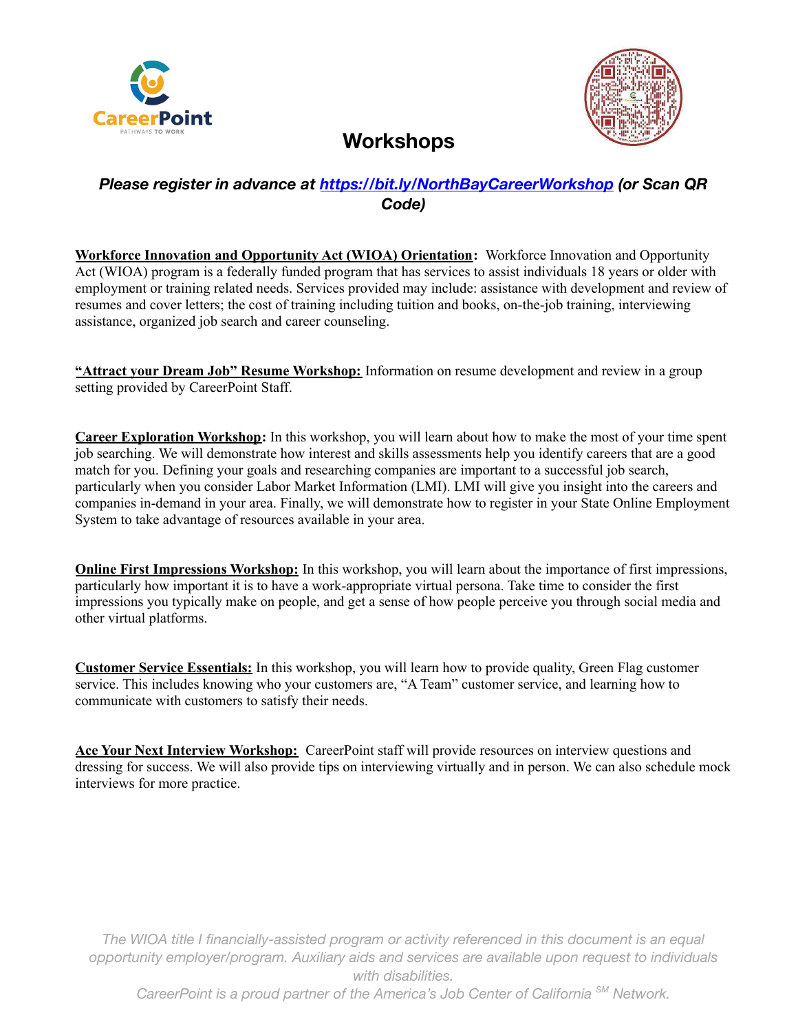# Workshops

***Please register in advance at [https://bit.ly/NorthBayCareerWorkshop](https://bit.ly/NorthBayCareerWorkshop) (or Scan QR Code)***

**Workforce Innovation and Opportunity Act (WIOA) Orientation:** Workforce Innovation and Opportunity Act (WIOA) program is a federally funded program that has services to assist individuals 18 years or older with employment or training related needs. Services provided may include: assistance with development and review of resumes and cover letters; the cost of training including tuition and books, on-the-job training, interviewing assistance, organized job search and career counseling.

**"Attract your Dream Job" Resume Workshop:** Information on resume development and review in a group setting provided by CareerPoint Staff.

**Career Exploration Workshop:** In this workshop, you will learn about how to make the most of your time spent job searching. We will demonstrate how interest and skills assessments help you identify careers that are a good match for you. Defining your goals and researching companies are important to a successful job search, particularly when you consider Labor Market Information (LMI). LMI will give you insight into the careers and companies in-demand in your area. Finally, we will demonstrate how to register in your State Online Employment System to take advantage of resources available in your area.

**Online First Impressions Workshop:** In this workshop, you will learn about the importance of first impressions, particularly how important it is to have a work-appropriate virtual persona. Take time to consider the first impressions you typically make on people, and get a sense of how people perceive you through social media and other virtual platforms.

**Customer Service Essentials:** In this workshop, you will learn how to provide quality, Green Flag customer service. This includes knowing who your customers are, "A Team" customer service, and learning how to communicate with customers to satisfy their needs.

**Ace Your Next Interview Workshop:** CareerPoint staff will provide resources on interview questions and dressing for success. We will also provide tips on interviewing virtually and in person. We can also schedule mock interviews for more practice.

*The WIOA title I financially-assisted program or activity referenced in this document is an equal opportunity employer/program. Auxiliary aids and services are available upon request to individuals with disabilities.*

*CareerPoint is a proud partner of the America's Job Center of California SM Network.*